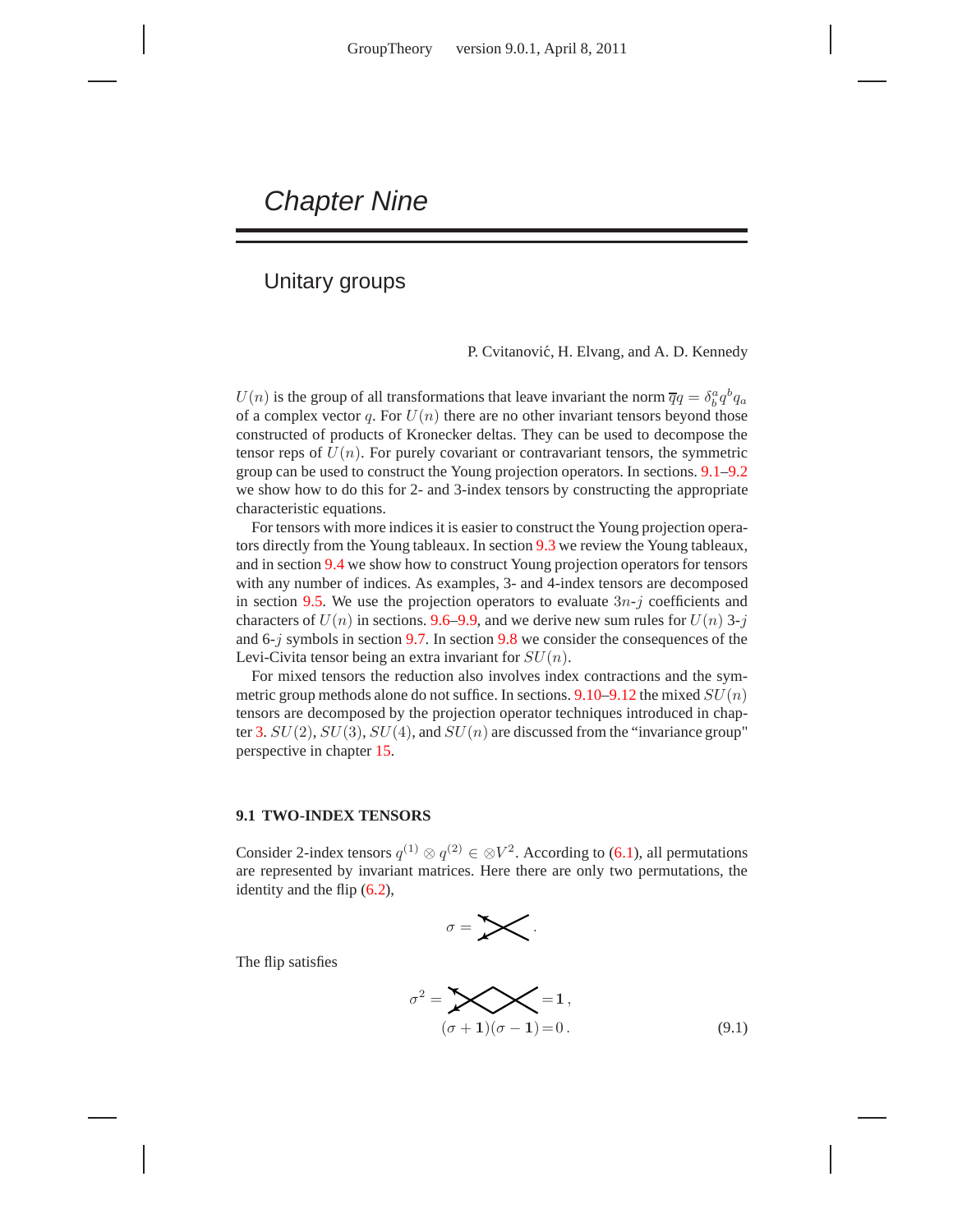# Chapter Nine

## Unitary groups

P. Cvitanović, H. Elvang, and A. D. Kennedy

$U(n)$ is the group of all transformations that leave invariant the norm $\overline{q}q = \delta^a_b q^b q_a$ of a complex vector $q$. For $U(n)$ there are no other invariant tensors beyond those constructed of products of Kronecker deltas. They can be used to decompose the tensor reps of $U(n)$. For purely covariant or contravariant tensors, the symmetric group can be used to construct the Young projection operators. In sections. 9.1–9.2 we show how to do this for 2- and 3-index tensors by constructing the appropriate characteristic equations.

For tensors with more indices it is easier to construct the Young projection operators directly from the Young tableaux. In section 9.3 we review the Young tableaux, and in section 9.4 we show how to construct Young projection operators for tensors with any number of indices. As examples, 3- and 4-index tensors are decomposed in section 9.5. We use the projection operators to evaluate $3n$-$j$ coefficients and characters of $U(n)$ in sections. 9.6–9.9, and we derive new sum rules for $U(n)$ 3-$j$ and 6-$j$ symbols in section 9.7. In section 9.8 we consider the consequences of the Levi-Civita tensor being an extra invariant for $SU(n)$.

For mixed tensors the reduction also involves index contractions and the symmetric group methods alone do not suffice. In sections. 9.10–9.12 the mixed $SU(n)$ tensors are decomposed by the projection operator techniques introduced in chapter 3. $SU(2)$, $SU(3)$, $SU(4)$, and $SU(n)$ are discussed from the "invariance group" perspective in chapter 15.

### 9.1 TWO-INDEX TENSORS

Consider 2-index tensors $q^{(1)} \otimes q^{(2)} \in \otimes V^2$. According to (6.1), all permutations are represented by invariant matrices. Here there are only two permutations, the identity and the flip (6.2),

$$\sigma = \times \,.$$

The flip satisfies

$$\sigma^2 = \times\!\times = \mathbf{1}\,,$$
$$(\sigma + \mathbf{1})(\sigma - \mathbf{1}) = 0\,. \tag{9.1}$$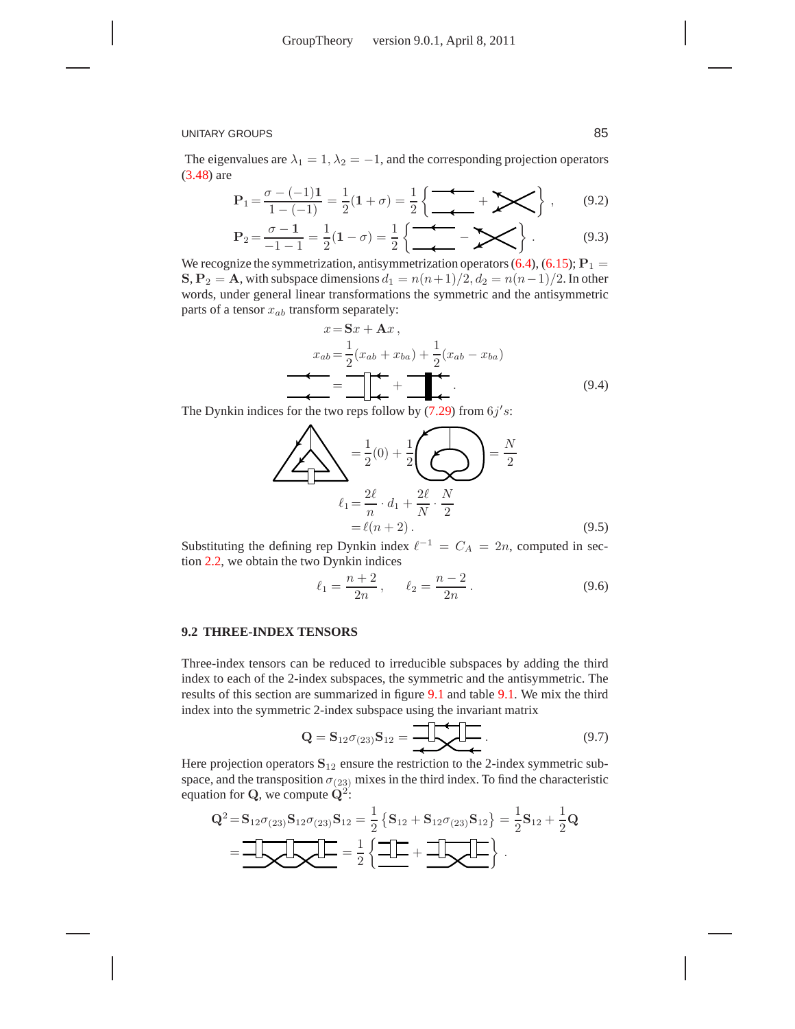The eigenvalues are $\lambda_1 = 1, \lambda_2 = -1$, and the corresponding projection operators (3.48) are

$$\mathbf{P}_1 = \frac{\sigma - (-1)\mathbf{1}}{1-(-1)} = \frac{1}{2}(\mathbf{1}+\sigma) = \frac{1}{2}\left\{ \quad + \quad \right\}, \tag{9.2}$$

$$\mathbf{P}_2 = \frac{\sigma - \mathbf{1}}{-1-1} = \frac{1}{2}(\mathbf{1}-\sigma) = \frac{1}{2}\left\{ \quad - \quad \right\}. \tag{9.3}$$

We recognize the symmetrization, antisymmetrization operators (6.4), (6.15); $\mathbf{P}_1 = \mathbf{S}, \mathbf{P}_2 = \mathbf{A}$, with subspace dimensions $d_1 = n(n+1)/2, d_2 = n(n-1)/2$. In other words, under general linear transformations the symmetric and the antisymmetric parts of a tensor $x_{ab}$ transform separately:

$$\begin{aligned} x &= \mathbf{S}x + \mathbf{A}x\,, \\ x_{ab} &= \frac{1}{2}(x_{ab} + x_{ba}) + \frac{1}{2}(x_{ab} - x_{ba}) \end{aligned} \tag{9.4}$$

The Dynkin indices for the two reps follow by (7.29) from $6j's$:

$$= \frac{1}{2}(0) + \frac{1}{2}\quad = \frac{N}{2}$$

$$\begin{aligned} \ell_1 &= \frac{2\ell}{n}\cdot d_1 + \frac{2\ell}{N}\cdot\frac{N}{2} \\ &= \ell(n+2)\,. \end{aligned} \tag{9.5}$$

Substituting the defining rep Dynkin index $\ell^{-1} = C_A = 2n$, computed in section 2.2, we obtain the two Dynkin indices

$$\ell_1 = \frac{n+2}{2n}\,, \qquad \ell_2 = \frac{n-2}{2n}\,. \tag{9.6}$$

## 9.2 THREE-INDEX TENSORS

Three-index tensors can be reduced to irreducible subspaces by adding the third index to each of the 2-index subspaces, the symmetric and the antisymmetric. The results of this section are summarized in figure 9.1 and table 9.1. We mix the third index into the symmetric 2-index subspace using the invariant matrix

$$\mathbf{Q} = \mathbf{S}_{12}\sigma_{(23)}\mathbf{S}_{12} = \quad . \tag{9.7}$$

Here projection operators $\mathbf{S}_{12}$ ensure the restriction to the 2-index symmetric subspace, and the transposition $\sigma_{(23)}$ mixes in the third index. To find the characteristic equation for $\mathbf{Q}$, we compute $\mathbf{Q}^2$:

$$\mathbf{Q}^2 = \mathbf{S}_{12}\sigma_{(23)}\mathbf{S}_{12}\sigma_{(23)}\mathbf{S}_{12} = \frac{1}{2}\left\{\mathbf{S}_{12} + \mathbf{S}_{12}\sigma_{(23)}\mathbf{S}_{12}\right\} = \frac{1}{2}\mathbf{S}_{12} + \frac{1}{2}\mathbf{Q}$$

$$= \quad = \frac{1}{2}\left\{ \quad + \quad \right\}.$$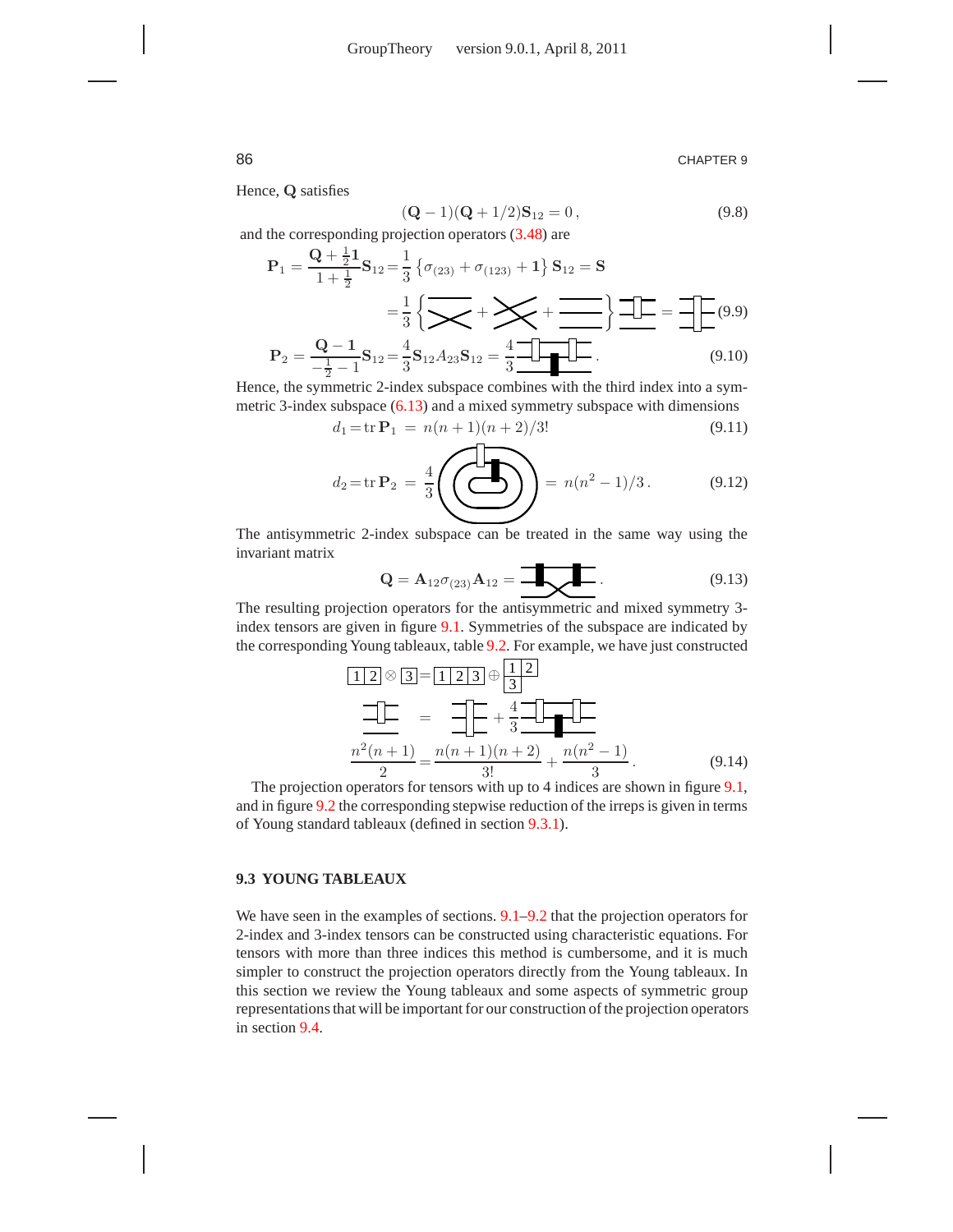Hence, $\mathbf{Q}$ satisfies

$$(\mathbf{Q}-1)(\mathbf{Q}+1/2)\mathbf{S}_{12}=0\,, \tag{9.8}$$

and the corresponding projection operators (3.48) are

$$\mathbf{P}_1 = \frac{\mathbf{Q}+\frac{1}{2}\mathbf{1}}{1+\frac{1}{2}}\mathbf{S}_{12} = \frac{1}{3}\left\{\sigma_{(23)}+\sigma_{(123)}+\mathbf{1}\right\}\mathbf{S}_{12}=\mathbf{S}$$

$$= \frac{1}{3}\left\{ \;\cdots + \cdots + \cdots \right\} \cdots = \cdots \tag{9.9}$$

$$\mathbf{P}_2 = \frac{\mathbf{Q}-\mathbf{1}}{-\frac{1}{2}-1}\mathbf{S}_{12} = \frac{4}{3}\mathbf{S}_{12}A_{23}\mathbf{S}_{12} = \frac{4}{3}\cdots\,. \tag{9.10}$$

Hence, the symmetric 2-index subspace combines with the third index into a symmetric 3-index subspace (6.13) and a mixed symmetry subspace with dimensions

$$d_1 = \mathrm{tr}\,\mathbf{P}_1 \;=\; n(n+1)(n+2)/3! \tag{9.11}$$

$$d_2 = \mathrm{tr}\,\mathbf{P}_2 \;=\; \frac{4}{3}\cdots \;=\; n(n^2-1)/3\,. \tag{9.12}$$

The antisymmetric 2-index subspace can be treated in the same way using the invariant matrix

$$\mathbf{Q} = \mathbf{A}_{12}\sigma_{(23)}\mathbf{A}_{12} = \cdots\,. \tag{9.13}$$

The resulting projection operators for the antisymmetric and mixed symmetry 3-index tensors are given in figure 9.1. Symmetries of the subspace are indicated by the corresponding Young tableaux, table 9.2. For example, we have just constructed

$$\boxed{1}\boxed{2}\otimes\boxed{3} = \boxed{1}\boxed{2}\boxed{3}\oplus \begin{array}{|c|c|}\hline 1 & 2\\ \hline 3 & \\ \cline{1-1}\end{array}$$

$$\cdots \;=\; \cdots + \frac{4}{3}\cdots$$

$$\frac{n^2(n+1)}{2} = \frac{n(n+1)(n+2)}{3!} + \frac{n(n^2-1)}{3}\,. \tag{9.14}$$

The projection operators for tensors with up to 4 indices are shown in figure 9.1, and in figure 9.2 the corresponding stepwise reduction of the irreps is given in terms of Young standard tableaux (defined in section 9.3.1).

### 9.3 YOUNG TABLEAUX

We have seen in the examples of sections. 9.1–9.2 that the projection operators for 2-index and 3-index tensors can be constructed using characteristic equations. For tensors with more than three indices this method is cumbersome, and it is much simpler to construct the projection operators directly from the Young tableaux. In this section we review the Young tableaux and some aspects of symmetric group representations that will be important for our construction of the projection operators in section 9.4.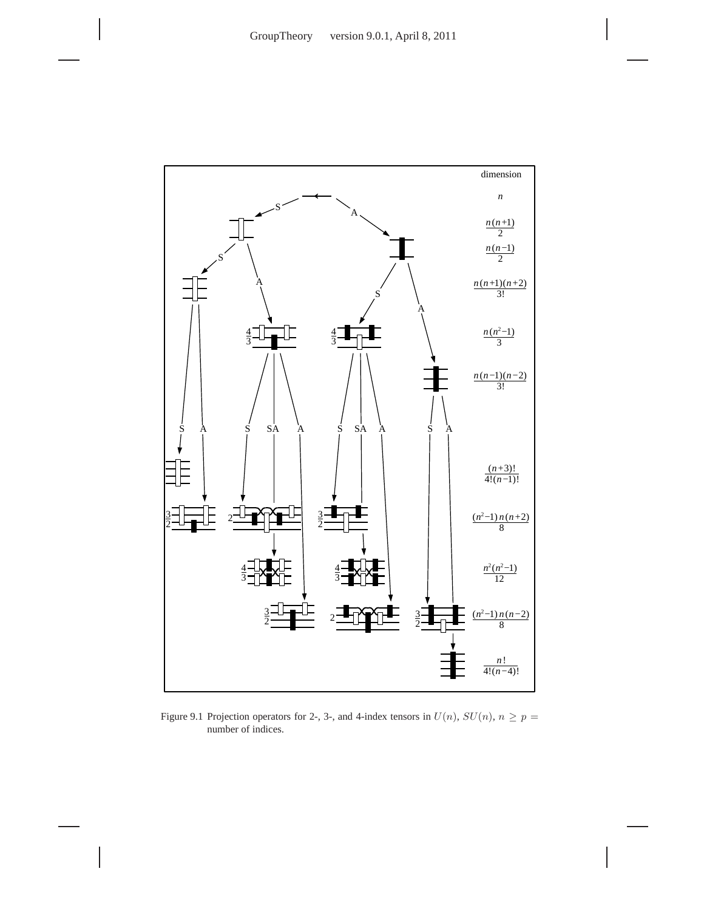Figure 9.1 Projection operators for 2-, 3-, and 4-index tensors in $U(n)$, $SU(n)$, $n \geq p =$ number of indices.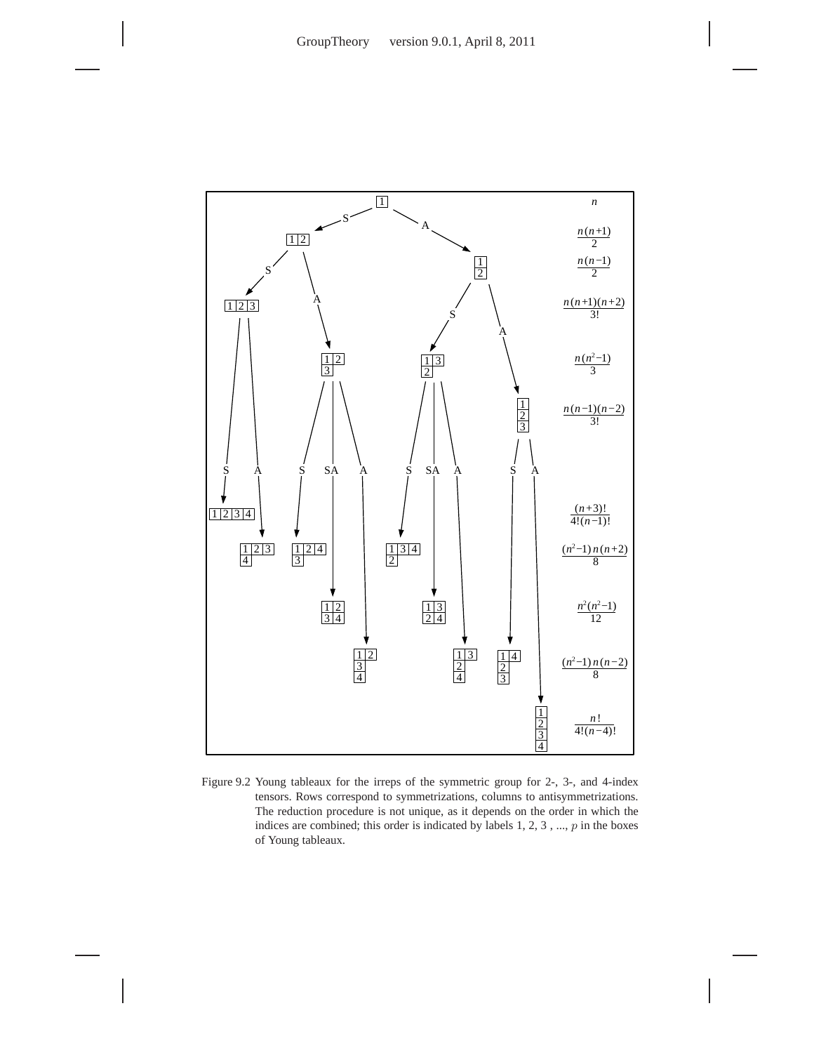| Young tableau | Dimension |
| --- | --- |
| [1] | $n$ |
| [1 2] (S) | $\frac{n(n+1)}{2}$ |
| [1 / 2] (A) | $\frac{n(n-1)}{2}$ |
| [1 2 3] | $\frac{n(n+1)(n+2)}{3!}$ |
| [1 2 / 3], [1 3 / 2] | $\frac{n(n^2-1)}{3}$ |
| [1 / 2 / 3] | $\frac{n(n-1)(n-2)}{3!}$ |
| [1 2 3 4] | $\frac{(n+3)!}{4!(n-1)!}$ |
| [1 2 3 / 4], [1 2 4 / 3], [1 3 4 / 2] | $\frac{(n^2-1)n(n+2)}{8}$ |
| [1 2 / 3 4], [1 3 / 2 4] | $\frac{n^2(n^2-1)}{12}$ |
| [1 2 / 3 / 4], [1 3 / 2 / 4], [1 4 / 2 / 3] | $\frac{(n^2-1)n(n-2)}{8}$ |
| [1 / 2 / 3 / 4] | $\frac{n!}{4!(n-4)!}$ |

Figure 9.2 Young tableaux for the irreps of the symmetric group for 2-, 3-, and 4-index tensors. Rows correspond to symmetrizations, columns to antisymmetrizations. The reduction procedure is not unique, as it depends on the order in which the indices are combined; this order is indicated by labels 1, 2, 3 , ..., $p$ in the boxes of Young tableaux.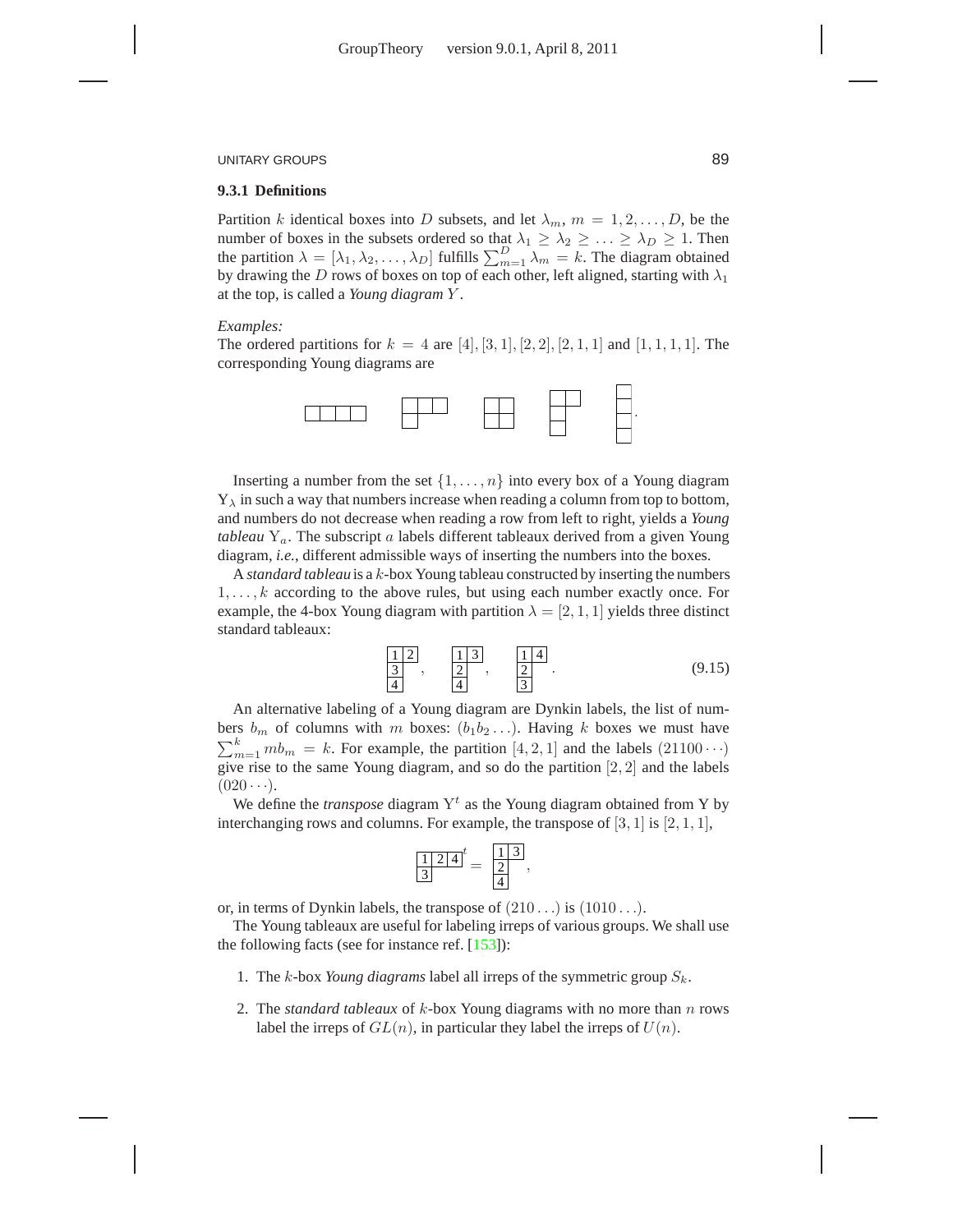### 9.3.1 Definitions

Partition $k$ identical boxes into $D$ subsets, and let $\lambda_m$, $m = 1, 2, \ldots, D$, be the number of boxes in the subsets ordered so that $\lambda_1 \geq \lambda_2 \geq \ldots \geq \lambda_D \geq 1$. Then the partition $\lambda = [\lambda_1, \lambda_2, \ldots, \lambda_D]$ fulfills $\sum_{m=1}^{D} \lambda_m = k$. The diagram obtained by drawing the $D$ rows of boxes on top of each other, left aligned, starting with $\lambda_1$ at the top, is called a *Young diagram* $Y$.

*Examples:*
The ordered partitions for $k = 4$ are $[4], [3,1], [2,2], [2,1,1]$ and $[1,1,1,1]$. The corresponding Young diagrams are

$$\begin{array}{|c|c|c|c|}\hline \; & \; & \; & \; \\ \hline\end{array} \qquad \begin{array}{|c|c|c|}\hline \; & \; & \; \\ \hline \; & \multicolumn{2}{c}{} \\ \cline{1-1}\end{array} \qquad \begin{array}{|c|c|}\hline \; & \; \\ \hline \; & \; \\ \hline\end{array} \qquad \begin{array}{|c|c|}\hline \; & \; \\ \hline \; & \multicolumn{1}{c}{} \\ \cline{1-1} \; & \multicolumn{1}{c}{} \\ \cline{1-1}\end{array} \qquad \begin{array}{|c|}\hline \; \\ \hline \; \\ \hline \; \\ \hline \; \\ \hline\end{array} .$$

Inserting a number from the set $\{1, \ldots, n\}$ into every box of a Young diagram $Y_\lambda$ in such a way that numbers increase when reading a column from top to bottom, and numbers do not decrease when reading a row from left to right, yields a *Young tableau* $Y_a$. The subscript $a$ labels different tableaux derived from a given Young diagram, *i.e.*, different admissible ways of inserting the numbers into the boxes.

A *standard tableau* is a $k$-box Young tableau constructed by inserting the numbers $1, \ldots, k$ according to the above rules, but using each number exactly once. For example, the 4-box Young diagram with partition $\lambda = [2,1,1]$ yields three distinct standard tableaux:

$$\begin{array}{|c|c|}\hline 1 & 2 \\ \hline 3 & \multicolumn{1}{c}{} \\ \cline{1-1} 4 & \multicolumn{1}{c}{} \\ \cline{1-1}\end{array} , \qquad \begin{array}{|c|c|}\hline 1 & 3 \\ \hline 2 & \multicolumn{1}{c}{} \\ \cline{1-1} 4 & \multicolumn{1}{c}{} \\ \cline{1-1}\end{array} , \qquad \begin{array}{|c|c|}\hline 1 & 4 \\ \hline 2 & \multicolumn{1}{c}{} \\ \cline{1-1} 3 & \multicolumn{1}{c}{} \\ \cline{1-1}\end{array} . \tag{9.15}$$

An alternative labeling of a Young diagram are Dynkin labels, the list of numbers $b_m$ of columns with $m$ boxes: $(b_1 b_2 \ldots)$. Having $k$ boxes we must have $\sum_{m=1}^{k} m b_m = k$. For example, the partition $[4,2,1]$ and the labels $(21100\cdots)$ give rise to the same Young diagram, and so do the partition $[2,2]$ and the labels $(020\cdots)$.

We define the *transpose* diagram $Y^t$ as the Young diagram obtained from Y by interchanging rows and columns. For example, the transpose of $[3,1]$ is $[2,1,1]$,

$$\begin{array}{|c|c|c|}\hline 1 & 2 & 4 \\ \hline 3 & \multicolumn{2}{c}{} \\ \cline{1-1}\end{array}^{\,t} = \begin{array}{|c|c|}\hline 1 & 3 \\ \hline 2 & \multicolumn{1}{c}{} \\ \cline{1-1} 4 & \multicolumn{1}{c}{} \\ \cline{1-1}\end{array} ,$$

or, in terms of Dynkin labels, the transpose of $(210\ldots)$ is $(1010\ldots)$.

The Young tableaux are useful for labeling irreps of various groups. We shall use the following facts (see for instance ref. [153]):

1. The $k$-box *Young diagrams* label all irreps of the symmetric group $S_k$.

2. The *standard tableaux* of $k$-box Young diagrams with no more than $n$ rows label the irreps of $GL(n)$, in particular they label the irreps of $U(n)$.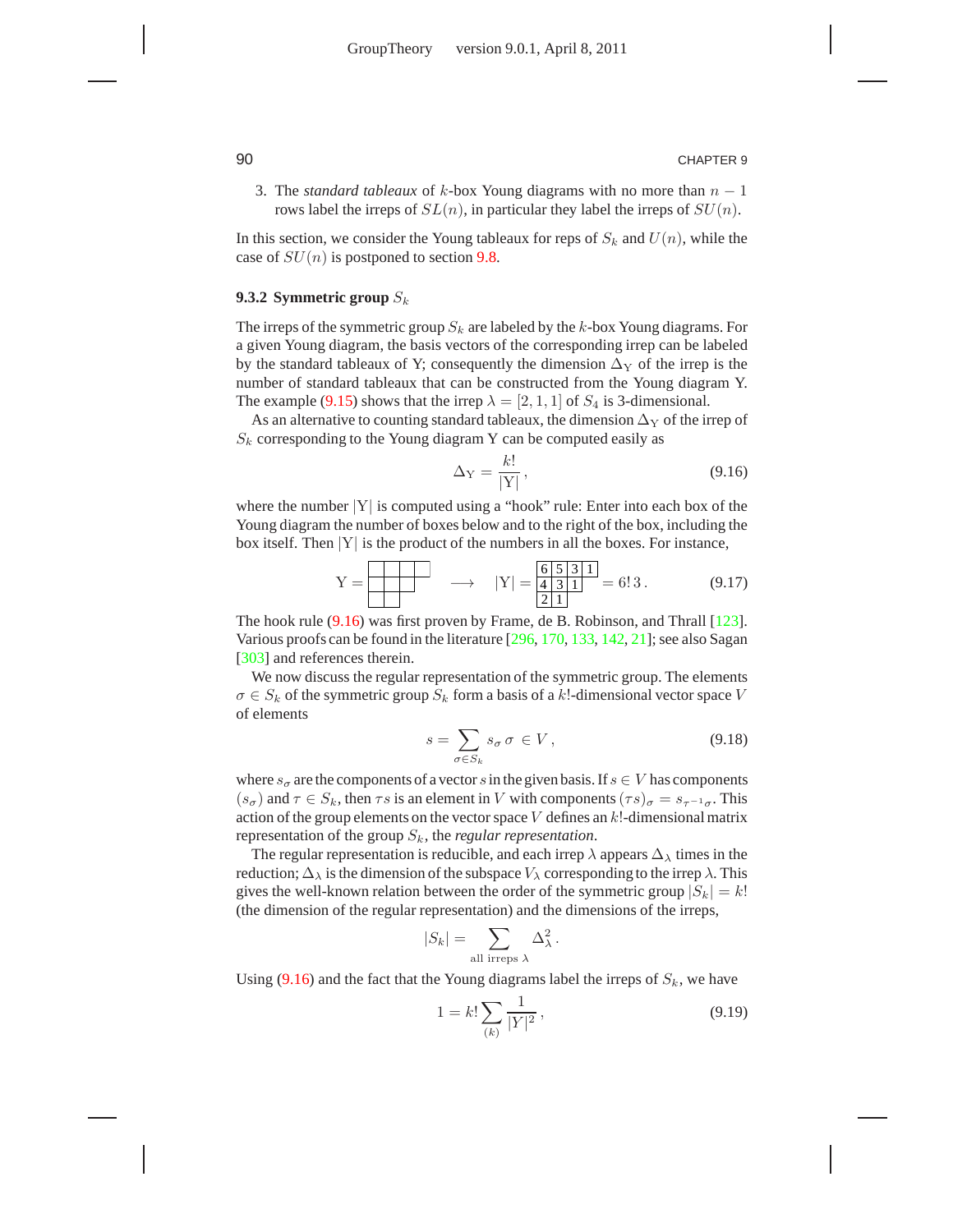3. The *standard tableaux* of $k$-box Young diagrams with no more than $n-1$ rows label the irreps of $SL(n)$, in particular they label the irreps of $SU(n)$.

In this section, we consider the Young tableaux for reps of $S_k$ and $U(n)$, while the case of $SU(n)$ is postponed to section 9.8.

### 9.3.2 Symmetric group $S_k$

The irreps of the symmetric group $S_k$ are labeled by the $k$-box Young diagrams. For a given Young diagram, the basis vectors of the corresponding irrep can be labeled by the standard tableaux of Y; consequently the dimension $\Delta_{\mathrm{Y}}$ of the irrep is the number of standard tableaux that can be constructed from the Young diagram Y. The example (9.15) shows that the irrep $\lambda = [2,1,1]$ of $S_4$ is 3-dimensional.

As an alternative to counting standard tableaux, the dimension $\Delta_{\mathrm{Y}}$ of the irrep of $S_k$ corresponding to the Young diagram Y can be computed easily as

$$\Delta_{\mathrm{Y}} = \frac{k!}{|\mathrm{Y}|}\,, \tag{9.16}$$

where the number $|\mathrm{Y}|$ is computed using a "hook" rule: Enter into each box of the Young diagram the number of boxes below and to the right of the box, including the box itself. Then $|\mathrm{Y}|$ is the product of the numbers in all the boxes. For instance,

$$\mathrm{Y} = \begin{array}{|c|c|c|c|}\hline \phantom{0} & \phantom{0} & \phantom{0} & \phantom{0} \\ \hline \phantom{0} & \phantom{0} & \phantom{0} \\ \cline{1-3} \phantom{0} & \phantom{0} \\ \cline{1-2} \end{array} \quad \longrightarrow \quad |\mathrm{Y}| = \begin{array}{|c|c|c|c|}\hline 6 & 5 & 3 & 1 \\ \hline 4 & 3 & 1 \\ \cline{1-3} 2 & 1 \\ \cline{1-2} \end{array} = 6!\,3\,. \tag{9.17}$$

The hook rule (9.16) was first proven by Frame, de B. Robinson, and Thrall [123]. Various proofs can be found in the literature [296, 170, 133, 142, 21]; see also Sagan [303] and references therein.

We now discuss the regular representation of the symmetric group. The elements $\sigma \in S_k$ of the symmetric group $S_k$ form a basis of a $k!$-dimensional vector space $V$ of elements

$$s = \sum_{\sigma \in S_k} s_\sigma\, \sigma \;\in V\,, \tag{9.18}$$

where $s_\sigma$ are the components of a vector $s$ in the given basis. If $s \in V$ has components $(s_\sigma)$ and $\tau \in S_k$, then $\tau s$ is an element in $V$ with components $(\tau s)_\sigma = s_{\tau^{-1}\sigma}$. This action of the group elements on the vector space $V$ defines an $k!$-dimensional matrix representation of the group $S_k$, the *regular representation*.

The regular representation is reducible, and each irrep $\lambda$ appears $\Delta_\lambda$ times in the reduction; $\Delta_\lambda$ is the dimension of the subspace $V_\lambda$ corresponding to the irrep $\lambda$. This gives the well-known relation between the order of the symmetric group $|S_k| = k!$ (the dimension of the regular representation) and the dimensions of the irreps,

$$|S_k| = \sum_{\text{all irreps } \lambda} \Delta_\lambda^2\,.$$

Using (9.16) and the fact that the Young diagrams label the irreps of $S_k$, we have

$$1 = k! \sum_{(k)} \frac{1}{|\mathrm{Y}|^2}\,, \tag{9.19}$$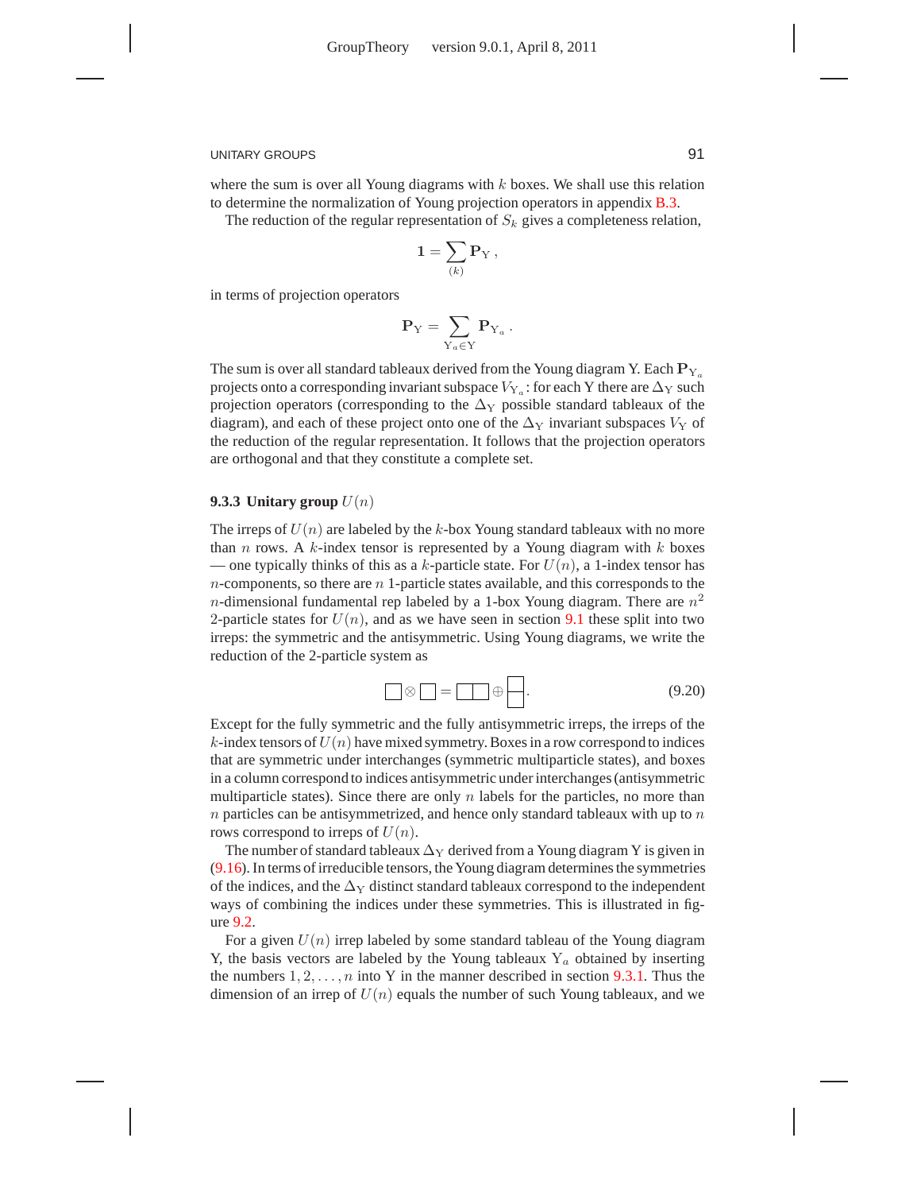where the sum is over all Young diagrams with $k$ boxes. We shall use this relation to determine the normalization of Young projection operators in appendix B.3.

The reduction of the regular representation of $S_k$ gives a completeness relation,

$$\mathbf{1} = \sum_{(k)} \mathbf{P}_{\mathrm{Y}} \,,$$

in terms of projection operators

$$\mathbf{P}_{\mathrm{Y}} = \sum_{\mathrm{Y}_a \in \mathrm{Y}} \mathbf{P}_{\mathrm{Y}_a} \,.$$

The sum is over all standard tableaux derived from the Young diagram Y. Each $\mathbf{P}_{\mathrm{Y}_a}$ projects onto a corresponding invariant subspace $V_{\mathrm{Y}_a}$: for each Y there are $\Delta_{\mathrm{Y}}$ such projection operators (corresponding to the $\Delta_{\mathrm{Y}}$ possible standard tableaux of the diagram), and each of these project onto one of the $\Delta_{\mathrm{Y}}$ invariant subspaces $V_{\mathrm{Y}}$ of the reduction of the regular representation. It follows that the projection operators are orthogonal and that they constitute a complete set.

### 9.3.3 Unitary group $U(n)$

The irreps of $U(n)$ are labeled by the $k$-box Young standard tableaux with no more than $n$ rows. A $k$-index tensor is represented by a Young diagram with $k$ boxes — one typically thinks of this as a $k$-particle state. For $U(n)$, a 1-index tensor has $n$-components, so there are $n$ 1-particle states available, and this corresponds to the $n$-dimensional fundamental rep labeled by a 1-box Young diagram. There are $n^2$ 2-particle states for $U(n)$, and as we have seen in section 9.1 these split into two irreps: the symmetric and the antisymmetric. Using Young diagrams, we write the reduction of the 2-particle system as

$$\square \otimes \square = \square\square \oplus \begin{array}{c}\square\\[-4pt]\square\end{array} . \tag{9.20}$$

Except for the fully symmetric and the fully antisymmetric irreps, the irreps of the $k$-index tensors of $U(n)$ have mixed symmetry. Boxes in a row correspond to indices that are symmetric under interchanges (symmetric multiparticle states), and boxes in a column correspond to indices antisymmetric under interchanges (antisymmetric multiparticle states). Since there are only $n$ labels for the particles, no more than $n$ particles can be antisymmetrized, and hence only standard tableaux with up to $n$ rows correspond to irreps of $U(n)$.

The number of standard tableaux $\Delta_{\mathrm{Y}}$ derived from a Young diagram Y is given in (9.16). In terms of irreducible tensors, the Young diagram determines the symmetries of the indices, and the $\Delta_{\mathrm{Y}}$ distinct standard tableaux correspond to the independent ways of combining the indices under these symmetries. This is illustrated in figure 9.2.

For a given $U(n)$ irrep labeled by some standard tableau of the Young diagram Y, the basis vectors are labeled by the Young tableaux $\mathrm{Y}_a$ obtained by inserting the numbers $1, 2, \ldots, n$ into Y in the manner described in section 9.3.1. Thus the dimension of an irrep of $U(n)$ equals the number of such Young tableaux, and we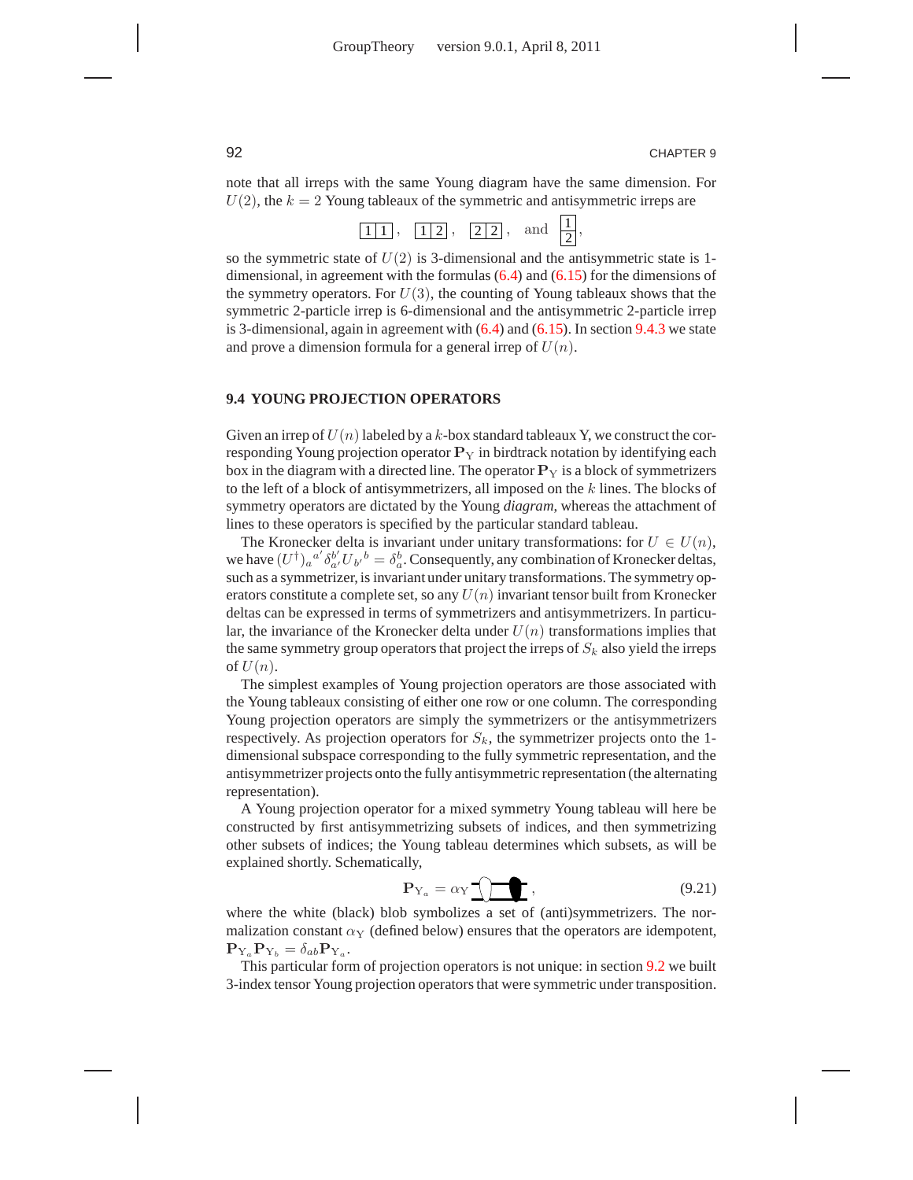note that all irreps with the same Young diagram have the same dimension. For $U(2)$, the $k = 2$ Young tableaux of the symmetric and antisymmetric irreps are

$$\boxed{1}\boxed{1}\,, \quad \boxed{1}\boxed{2}\,, \quad \boxed{2}\boxed{2}\,, \quad \text{and} \quad \begin{array}{|c|}\hline 1 \\ \hline 2 \\ \hline\end{array}\,,$$

so the symmetric state of $U(2)$ is 3-dimensional and the antisymmetric state is 1-dimensional, in agreement with the formulas (6.4) and (6.15) for the dimensions of the symmetry operators. For $U(3)$, the counting of Young tableaux shows that the symmetric 2-particle irrep is 6-dimensional and the antisymmetric 2-particle irrep is 3-dimensional, again in agreement with (6.4) and (6.15). In section 9.4.3 we state and prove a dimension formula for a general irrep of $U(n)$.

## 9.4 YOUNG PROJECTION OPERATORS

Given an irrep of $U(n)$ labeled by a $k$-box standard tableaux Y, we construct the corresponding Young projection operator $\mathbf{P}_{\mathrm{Y}}$ in birdtrack notation by identifying each box in the diagram with a directed line. The operator $\mathbf{P}_{\mathrm{Y}}$ is a block of symmetrizers to the left of a block of antisymmetrizers, all imposed on the $k$ lines. The blocks of symmetry operators are dictated by the Young *diagram*, whereas the attachment of lines to these operators is specified by the particular standard tableau.

The Kronecker delta is invariant under unitary transformations: for $U \in U(n)$, we have $(U^\dagger)_a{}^{a'} \delta_{a'}^{b'} U_{b'}{}^b = \delta_a^b$. Consequently, any combination of Kronecker deltas, such as a symmetrizer, is invariant under unitary transformations. The symmetry operators constitute a complete set, so any $U(n)$ invariant tensor built from Kronecker deltas can be expressed in terms of symmetrizers and antisymmetrizers. In particular, the invariance of the Kronecker delta under $U(n)$ transformations implies that the same symmetry group operators that project the irreps of $S_k$ also yield the irreps of $U(n)$.

The simplest examples of Young projection operators are those associated with the Young tableaux consisting of either one row or one column. The corresponding Young projection operators are simply the symmetrizers or the antisymmetrizers respectively. As projection operators for $S_k$, the symmetrizer projects onto the 1-dimensional subspace corresponding to the fully symmetric representation, and the antisymmetrizer projects onto the fully antisymmetric representation (the alternating representation).

A Young projection operator for a mixed symmetry Young tableau will here be constructed by first antisymmetrizing subsets of indices, and then symmetrizing other subsets of indices; the Young tableau determines which subsets, as will be explained shortly. Schematically,

$$\mathbf{P}_{\mathrm{Y}_a} = \alpha_{\mathrm{Y}} \;[\text{birdtrack: white blob, black blob}]\,, \tag{9.21}$$

where the white (black) blob symbolizes a set of (anti)symmetrizers. The normalization constant $\alpha_{\mathrm{Y}}$ (defined below) ensures that the operators are idempotent, $\mathbf{P}_{\mathrm{Y}_a}\mathbf{P}_{\mathrm{Y}_b} = \delta_{ab}\mathbf{P}_{\mathrm{Y}_a}$.

This particular form of projection operators is not unique: in section 9.2 we built 3-index tensor Young projection operators that were symmetric under transposition.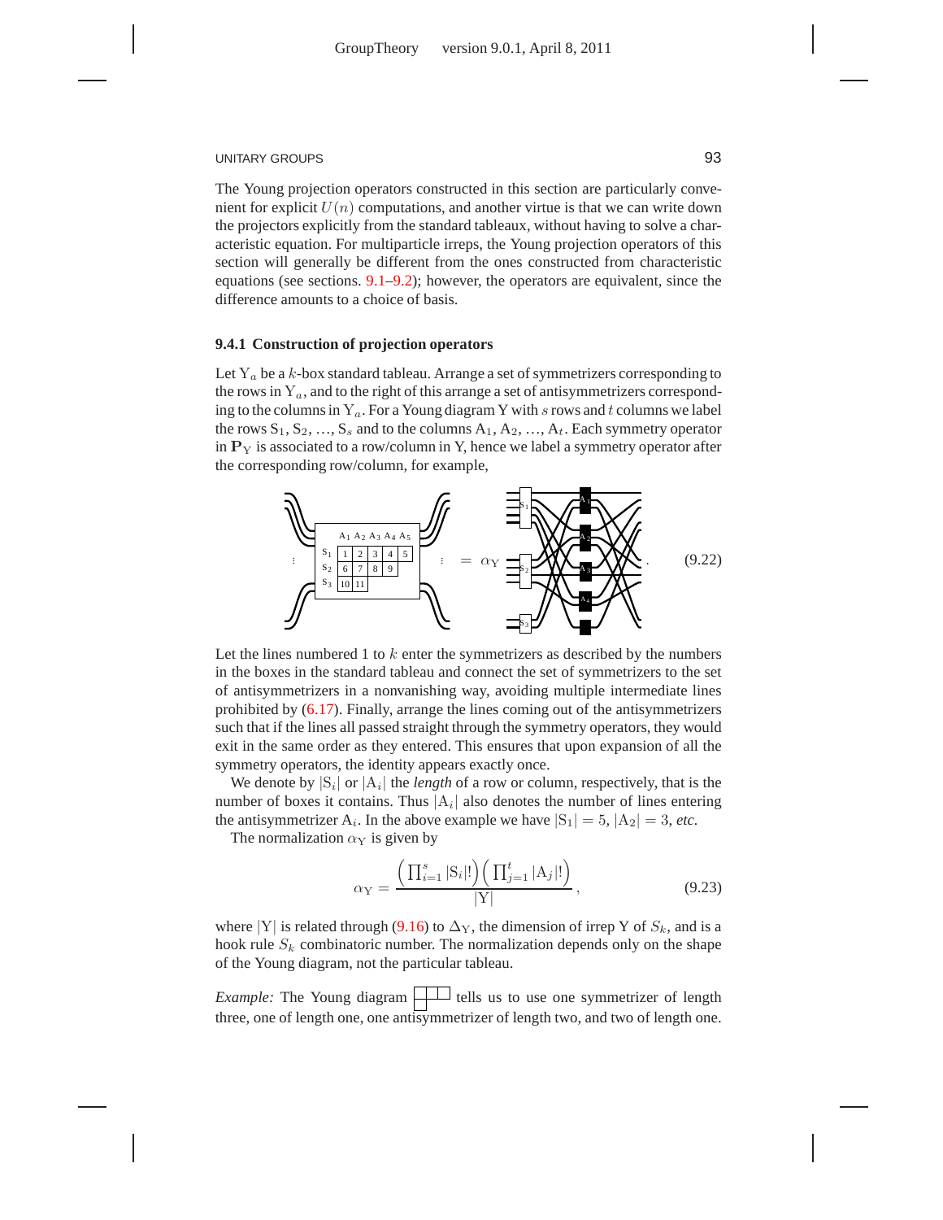The Young projection operators constructed in this section are particularly convenient for explicit $U(n)$ computations, and another virtue is that we can write down the projectors explicitly from the standard tableaux, without having to solve a characteristic equation. For multiparticle irreps, the Young projection operators of this section will generally be different from the ones constructed from characteristic equations (see sections. 9.1–9.2); however, the operators are equivalent, since the difference amounts to a choice of basis.

### 9.4.1 Construction of projection operators

Let $\mathrm{Y}_a$ be a $k$-box standard tableau. Arrange a set of symmetrizers corresponding to the rows in $\mathrm{Y}_a$, and to the right of this arrange a set of antisymmetrizers corresponding to the columns in $\mathrm{Y}_a$. For a Young diagram Y with $s$ rows and $t$ columns we label the rows $\mathrm{S}_1, \mathrm{S}_2, \ldots, \mathrm{S}_s$ and to the columns $\mathrm{A}_1, \mathrm{A}_2, \ldots, \mathrm{A}_t$. Each symmetry operator in $\mathbf{P}_\mathrm{Y}$ is associated to a row/column in Y, hence we label a symmetry operator after the corresponding row/column, for example,

$$\text{[diagram]} = \alpha_\mathrm{Y} \, \text{[diagram]} \,. \tag{9.22}$$

Let the lines numbered 1 to $k$ enter the symmetrizers as described by the numbers in the boxes in the standard tableau and connect the set of symmetrizers to the set of antisymmetrizers in a nonvanishing way, avoiding multiple intermediate lines prohibited by (6.17). Finally, arrange the lines coming out of the antisymmetrizers such that if the lines all passed straight through the symmetry operators, they would exit in the same order as they entered. This ensures that upon expansion of all the symmetry operators, the identity appears exactly once.

We denote by $|\mathrm{S}_i|$ or $|\mathrm{A}_i|$ the *length* of a row or column, respectively, that is the number of boxes it contains. Thus $|\mathrm{A}_i|$ also denotes the number of lines entering the antisymmetrizer $\mathrm{A}_i$. In the above example we have $|\mathrm{S}_1| = 5$, $|\mathrm{A}_2| = 3$, *etc.*

The normalization $\alpha_\mathrm{Y}$ is given by

$$\alpha_\mathrm{Y} = \frac{\left(\prod_{i=1}^{s} |\mathrm{S}_i|!\right)\left(\prod_{j=1}^{t} |\mathrm{A}_j|!\right)}{|\mathrm{Y}|} \,, \tag{9.23}$$

where $|\mathrm{Y}|$ is related through (9.16) to $\Delta_\mathrm{Y}$, the dimension of irrep Y of $S_k$, and is a hook rule $S_k$ combinatoric number. The normalization depends only on the shape of the Young diagram, not the particular tableau.

*Example:* The Young diagram [diagram] tells us to use one symmetrizer of length three, one of length one, one antisymmetrizer of length two, and two of length one.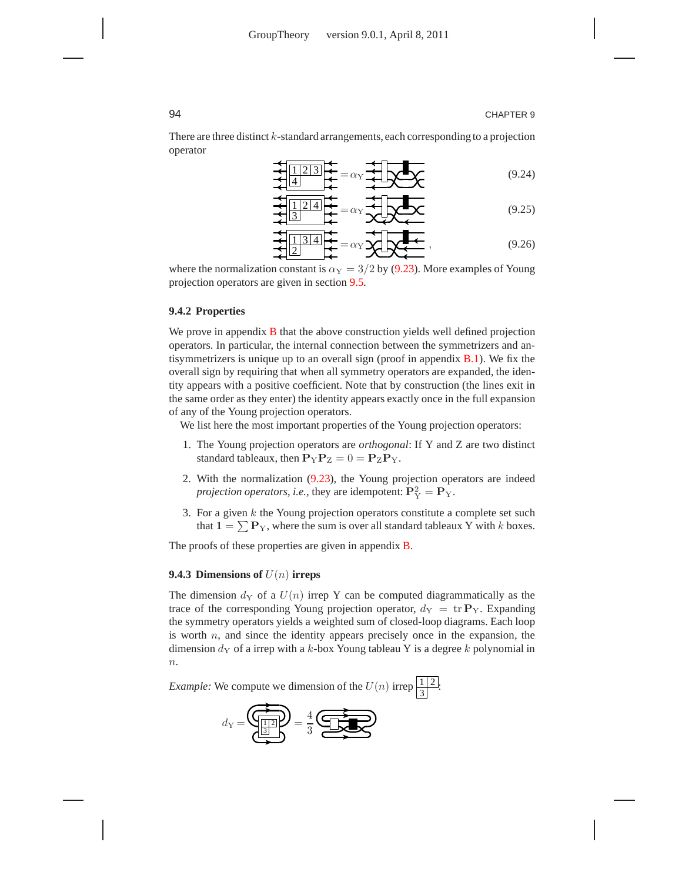There are three distinct $k$-standard arrangements, each corresponding to a projection operator

$$\begin{array}{|c|c|c|}\hline 1 & 2 & 3 \\ \hline 4 \\ \cline{1-1}\end{array} = \alpha_{\mathrm{Y}} \quad \text{(diagram)} \tag{9.24}$$

$$\begin{array}{|c|c|c|}\hline 1 & 2 & 4 \\ \hline 3 \\ \cline{1-1}\end{array} = \alpha_{\mathrm{Y}} \quad \text{(diagram)} \tag{9.25}$$

$$\begin{array}{|c|c|c|}\hline 1 & 3 & 4 \\ \hline 2 \\ \cline{1-1}\end{array} = \alpha_{\mathrm{Y}} \quad \text{(diagram)} \,, \tag{9.26}$$

where the normalization constant is $\alpha_{\mathrm{Y}} = 3/2$ by (9.23). More examples of Young projection operators are given in section 9.5.

### 9.4.2 Properties

We prove in appendix B that the above construction yields well defined projection operators. In particular, the internal connection between the symmetrizers and antisymmetrizers is unique up to an overall sign (proof in appendix B.1). We fix the overall sign by requiring that when all symmetry operators are expanded, the identity appears with a positive coefficient. Note that by construction (the lines exit in the same order as they enter) the identity appears exactly once in the full expansion of any of the Young projection operators.

We list here the most important properties of the Young projection operators:

1. The Young projection operators are *orthogonal*: If Y and Z are two distinct standard tableaux, then $\mathbf{P}_{\mathrm{Y}}\mathbf{P}_{\mathrm{Z}} = 0 = \mathbf{P}_{\mathrm{Z}}\mathbf{P}_{\mathrm{Y}}$.
2. With the normalization (9.23), the Young projection operators are indeed *projection operators*, *i.e.*, they are idempotent: $\mathbf{P}_{\mathrm{Y}}^2 = \mathbf{P}_{\mathrm{Y}}$.
3. For a given $k$ the Young projection operators constitute a complete set such that $\mathbf{1} = \sum \mathbf{P}_{\mathrm{Y}}$, where the sum is over all standard tableaux Y with $k$ boxes.

The proofs of these properties are given in appendix B.

### 9.4.3 Dimensions of $U(n)$ irreps

The dimension $d_{\mathrm{Y}}$ of a $U(n)$ irrep Y can be computed diagrammatically as the trace of the corresponding Young projection operator, $d_{\mathrm{Y}} = \operatorname{tr} \mathbf{P}_{\mathrm{Y}}$. Expanding the symmetry operators yields a weighted sum of closed-loop diagrams. Each loop is worth $n$, and since the identity appears precisely once in the expansion, the dimension $d_{\mathrm{Y}}$ of a irrep with a $k$-box Young tableau Y is a degree $k$ polynomial in $n$.

*Example:* We compute we dimension of the $U(n)$ irrep $\begin{array}{|c|c|}\hline 1 & 2 \\ \hline 3 \\ \cline{1-1}\end{array}$:

$$d_{\mathrm{Y}} = \text{(diagram)} = \frac{4}{3} \quad \text{(diagram)}$$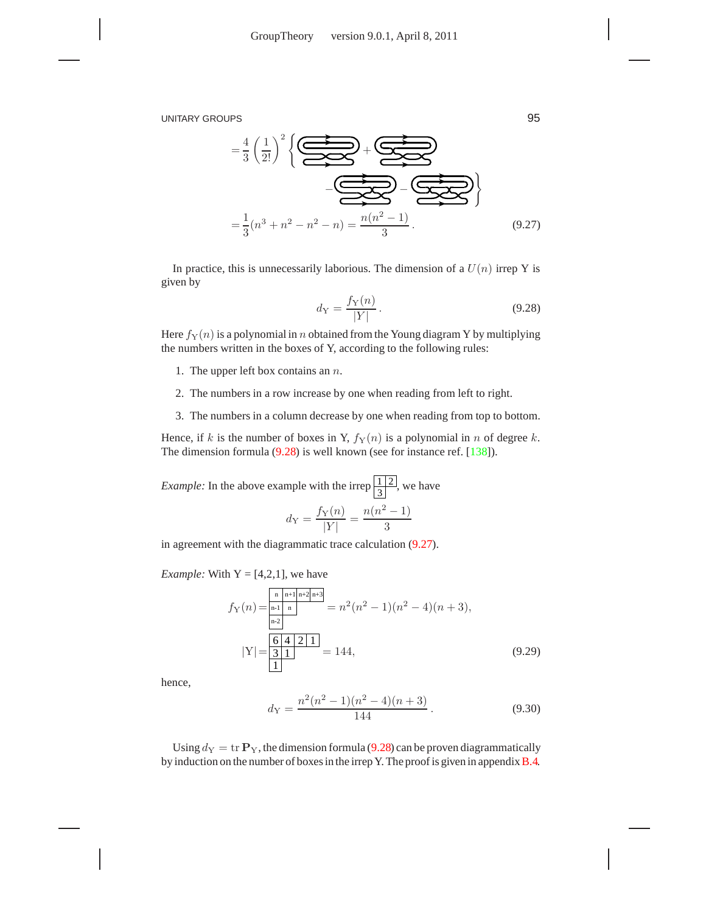$$= \frac{4}{3}\left(\frac{1}{2!}\right)^2 \Big\{ \quad + \quad - \quad - \quad \Big\}$$

$$= \frac{1}{3}(n^3 + n^2 - n^2 - n) = \frac{n(n^2-1)}{3}\,. \tag{9.27}$$

In practice, this is unnecessarily laborious. The dimension of a $U(n)$ irrep Y is given by

$$d_{\rm Y} = \frac{f_{\rm Y}(n)}{|Y|}\,. \tag{9.28}$$

Here $f_{\rm Y}(n)$ is a polynomial in $n$ obtained from the Young diagram Y by multiplying the numbers written in the boxes of Y, according to the following rules:

1. The upper left box contains an $n$.
2. The numbers in a row increase by one when reading from left to right.
3. The numbers in a column decrease by one when reading from top to bottom.

Hence, if $k$ is the number of boxes in Y, $f_{\rm Y}(n)$ is a polynomial in $n$ of degree $k$. The dimension formula (9.28) is well known (see for instance ref. [138]).

*Example:* In the above example with the irrep $\begin{array}{|c|c|}\hline 1 & 2 \\ \hline 3 \\ \cline{1-1}\end{array}$, we have

$$d_{\rm Y} = \frac{f_{\rm Y}(n)}{|Y|} = \frac{n(n^2-1)}{3}$$

in agreement with the diagrammatic trace calculation (9.27).

*Example:* With Y = [4,2,1], we have

$$f_{\rm Y}(n) = \begin{array}{|c|c|c|c|}\hline n & n+1 & n+2 & n+3 \\ \hline n-1 & n \\ \cline{1-2} n-2 \\ \cline{1-1}\end{array} = n^2(n^2-1)(n^2-4)(n+3),$$

$$|{\rm Y}| = \begin{array}{|c|c|c|c|}\hline 6 & 4 & 2 & 1 \\ \hline 3 & 1 \\ \cline{1-2} 1 \\ \cline{1-1}\end{array} = 144, \tag{9.29}$$

hence,

$$d_{\rm Y} = \frac{n^2(n^2-1)(n^2-4)(n+3)}{144}\,. \tag{9.30}$$

Using $d_{\rm Y} = \operatorname{tr} \mathbf{P}_{\rm Y}$, the dimension formula (9.28) can be proven diagrammatically by induction on the number of boxes in the irrep Y. The proof is given in appendix B.4.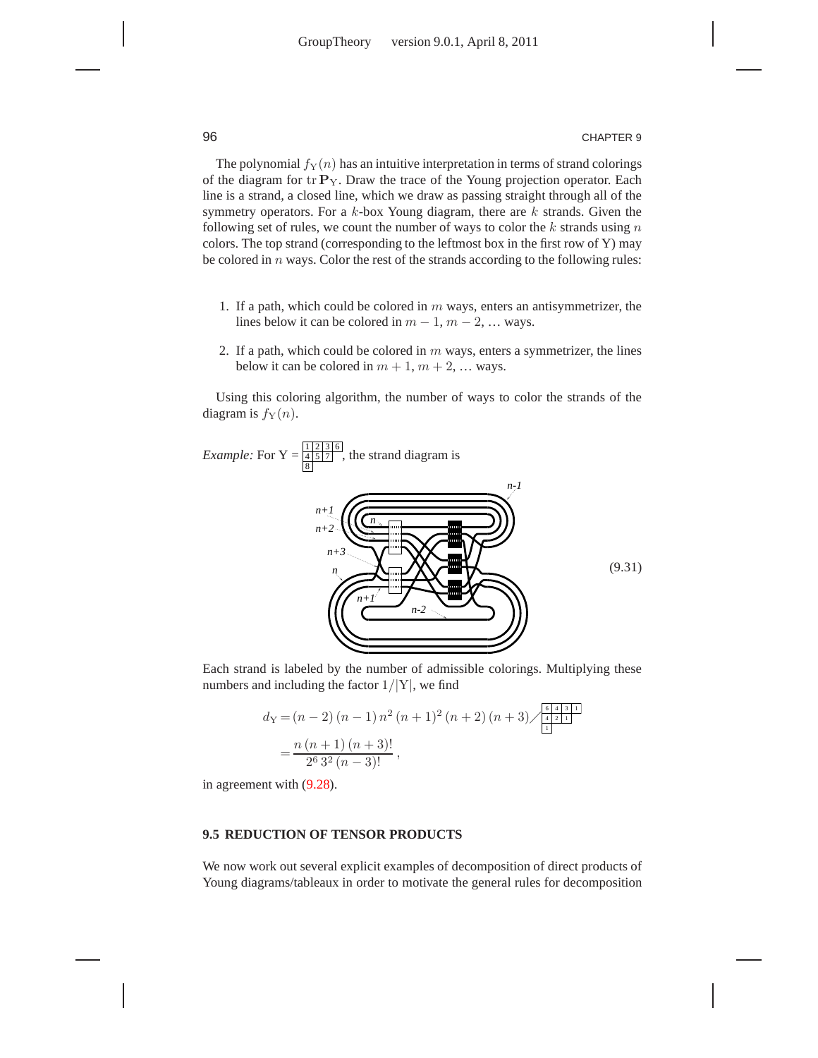The polynomial $f_Y(n)$ has an intuitive interpretation in terms of strand colorings of the diagram for $\mathrm{tr}\, \mathbf{P}_Y$. Draw the trace of the Young projection operator. Each line is a strand, a closed line, which we draw as passing straight through all of the symmetry operators. For a $k$-box Young diagram, there are $k$ strands. Given the following set of rules, we count the number of ways to color the $k$ strands using $n$ colors. The top strand (corresponding to the leftmost box in the first row of Y) may be colored in $n$ ways. Color the rest of the strands according to the following rules:

1. If a path, which could be colored in $m$ ways, enters an antisymmetrizer, the lines below it can be colored in $m-1$, $m-2$, … ways.
2. If a path, which could be colored in $m$ ways, enters a symmetrizer, the lines below it can be colored in $m+1$, $m+2$, … ways.

Using this coloring algorithm, the number of ways to color the strands of the diagram is $f_Y(n)$.

*Example:* For Y = $\begin{smallmatrix} 1 & 2 & 3 & 6 \\ 4 & 5 & 7 & \\ 8 & & & \end{smallmatrix}$, the strand diagram is

(9.31)

Each strand is labeled by the number of admissible colorings. Multiplying these numbers and including the factor $1/|Y|$, we find

$$d_Y = (n-2)\,(n-1)\,n^2\,(n+1)^2\,(n+2)\,(n+3) \Big/ \begin{smallmatrix} 6 & 4 & 3 & 1 \\ 4 & 2 & 1 & \\ 1 & & & \end{smallmatrix}$$

$$= \frac{n\,(n+1)\,(n+3)!}{2^6\,3^2\,(n-3)!}\,,$$

in agreement with (9.28).

### 9.5 REDUCTION OF TENSOR PRODUCTS

We now work out several explicit examples of decomposition of direct products of Young diagrams/tableaux in order to motivate the general rules for decomposition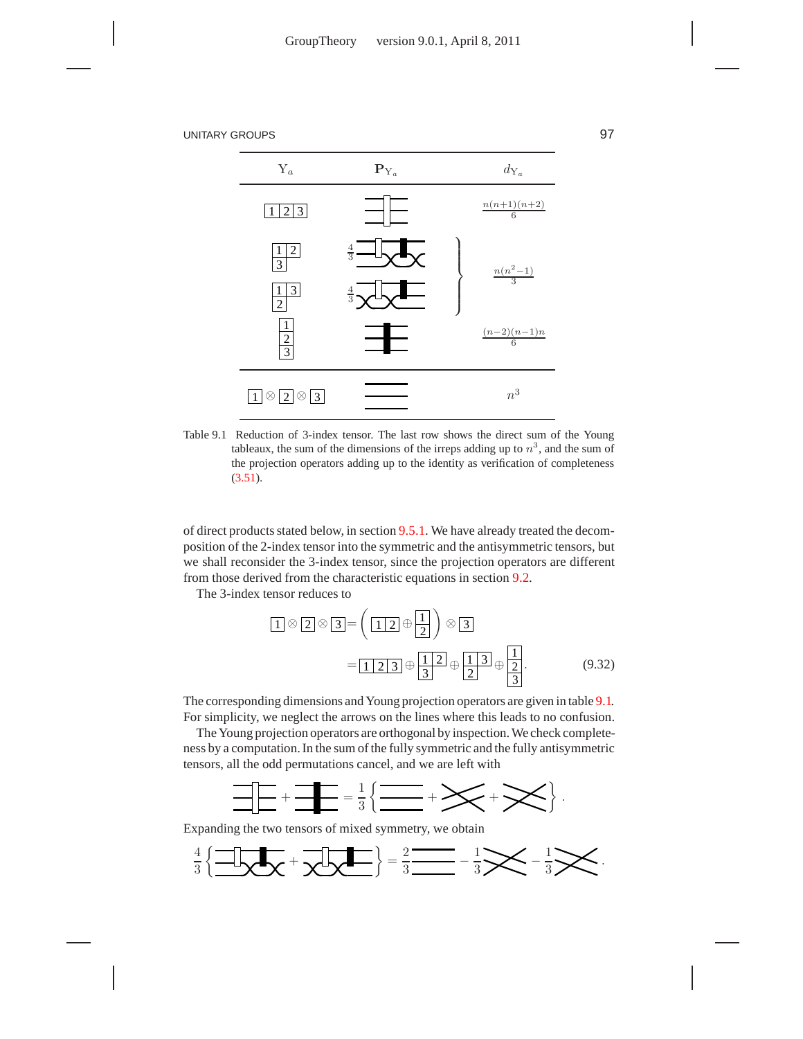| $\mathrm{Y}_a$ | $\mathbf{P}_{\mathrm{Y}_a}$ | $d_{\mathrm{Y}_a}$ |
|---|---|---|
| 1 2 3 | | $\frac{n(n+1)(n+2)}{6}$ |
| 1 2 / 3 | $\frac{4}{3}$ | $\frac{n(n^2-1)}{3}$ |
| 1 3 / 2 | $\frac{4}{3}$ | |
| 1 / 2 / 3 | | $\frac{(n-2)(n-1)n}{6}$ |
| 1 ⊗ 2 ⊗ 3 | | $n^3$ |

Table 9.1 Reduction of 3-index tensor. The last row shows the direct sum of the Young tableaux, the sum of the dimensions of the irreps adding up to $n^3$, and the sum of the projection operators adding up to the identity as verification of completeness (3.51).

of direct products stated below, in section 9.5.1. We have already treated the decomposition of the 2-index tensor into the symmetric and the antisymmetric tensors, but we shall reconsider the 3-index tensor, since the projection operators are different from those derived from the characteristic equations in section 9.2.

The 3-index tensor reduces to

$$\boxed{1} \otimes \boxed{2} \otimes \boxed{3} = \left( \boxed{1\,2} \oplus \begin{array}{|c|}\hline 1 \\ \hline 2 \\ \hline \end{array} \right) \otimes \boxed{3}$$

$$= \boxed{1\,2\,3} \oplus \begin{array}{|c|c|}\hline 1 & 2 \\ \hline 3 \\ \cline{1-1} \end{array} \oplus \begin{array}{|c|c|}\hline 1 & 3 \\ \hline 2 \\ \cline{1-1} \end{array} \oplus \begin{array}{|c|}\hline 1 \\ \hline 2 \\ \hline 3 \\ \hline \end{array} . \qquad (9.32)$$

The corresponding dimensions and Young projection operators are given in table 9.1. For simplicity, we neglect the arrows on the lines where this leads to no confusion.

The Young projection operators are orthogonal by inspection. We check completeness by a computation. In the sum of the fully symmetric and the fully antisymmetric tensors, all the odd permutations cancel, and we are left with

$$[\text{sym}] + [\text{antisym}] = \frac{1}{3}\left\{ [\text{identity}] + [\text{cyclic}] + [\text{cyclic}] \right\} .$$

Expanding the two tensors of mixed symmetry, we obtain

$$\frac{4}{3}\left\{ [\ldots] + [\ldots] \right\} = \frac{2}{3}[\text{identity}] - \frac{1}{3}[\text{cyclic}] - \frac{1}{3}[\text{cyclic}] .$$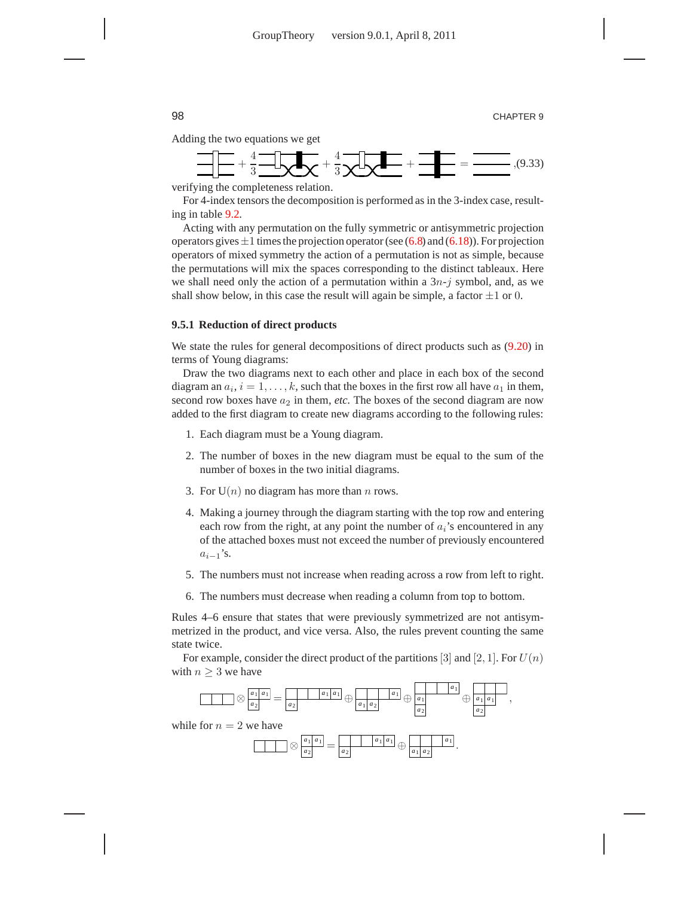Adding the two equations we get

$$\text{[birdtrack diagram]} + \frac{4}{3}\,\text{[birdtrack diagram]} + \frac{4}{3}\,\text{[birdtrack diagram]} + \text{[birdtrack diagram]} = \text{[birdtrack diagram]} \quad (9.33)$$

verifying the completeness relation.

For 4-index tensors the decomposition is performed as in the 3-index case, resulting in table 9.2.

Acting with any permutation on the fully symmetric or antisymmetric projection operators gives $\pm 1$ times the projection operator (see (6.8) and (6.18)). For projection operators of mixed symmetry the action of a permutation is not as simple, because the permutations will mix the spaces corresponding to the distinct tableaux. Here we shall need only the action of a permutation within a $3n$-$j$ symbol, and, as we shall show below, in this case the result will again be simple, a factor $\pm 1$ or $0$.

### 9.5.1 Reduction of direct products

We state the rules for general decompositions of direct products such as (9.20) in terms of Young diagrams:

Draw the two diagrams next to each other and place in each box of the second diagram an $a_i$, $i = 1, \ldots, k$, such that the boxes in the first row all have $a_1$ in them, second row boxes have $a_2$ in them, *etc.* The boxes of the second diagram are now added to the first diagram to create new diagrams according to the following rules:

1. Each diagram must be a Young diagram.
2. The number of boxes in the new diagram must be equal to the sum of the number of boxes in the two initial diagrams.
3. For $\mathrm{U}(n)$ no diagram has more than $n$ rows.
4. Making a journey through the diagram starting with the top row and entering each row from the right, at any point the number of $a_i$'s encountered in any of the attached boxes must not exceed the number of previously encountered $a_{i-1}$'s.
5. The numbers must not increase when reading across a row from left to right.
6. The numbers must decrease when reading a column from top to bottom.

Rules 4–6 ensure that states that were previously symmetrized are not antisymmetrized in the product, and vice versa. Also, the rules prevent counting the same state twice.

For example, consider the direct product of the partitions $[3]$ and $[2,1]$. For $U(n)$ with $n \geq 3$ we have

$$\begin{array}{|c|c|c|}\hline \; & \; & \; \\ \hline\end{array} \otimes \begin{array}{|c|c|}\hline a_1 & a_1 \\ \hline a_2 \\ \cline{1-1}\end{array} = \begin{array}{|c|c|c|c|c|}\hline \; & \; & \; & a_1 & a_1 \\ \hline a_2 \\ \cline{1-1}\end{array} \oplus \begin{array}{|c|c|c|c|}\hline \; & \; & \; & a_1 \\ \hline a_1 & a_2 \\ \cline{1-2}\end{array} \oplus \begin{array}{|c|c|c|c|}\hline \; & \; & \; & a_1 \\ \hline a_1 \\ \cline{1-1} a_2 \\ \cline{1-1}\end{array} \oplus \begin{array}{|c|c|c|}\hline \; & \; & \; \\ \hline a_1 & a_1 \\ \cline{1-2} a_2 \\ \cline{1-1}\end{array},$$

while for $n = 2$ we have

$$\begin{array}{|c|c|c|}\hline \; & \; & \; \\ \hline\end{array} \otimes \begin{array}{|c|c|}\hline a_1 & a_1 \\ \hline a_2 \\ \cline{1-1}\end{array} = \begin{array}{|c|c|c|c|c|}\hline \; & \; & \; & a_1 & a_1 \\ \hline a_2 \\ \cline{1-1}\end{array} \oplus \begin{array}{|c|c|c|c|}\hline \; & \; & \; & a_1 \\ \hline a_1 & a_2 \\ \cline{1-2}\end{array}.$$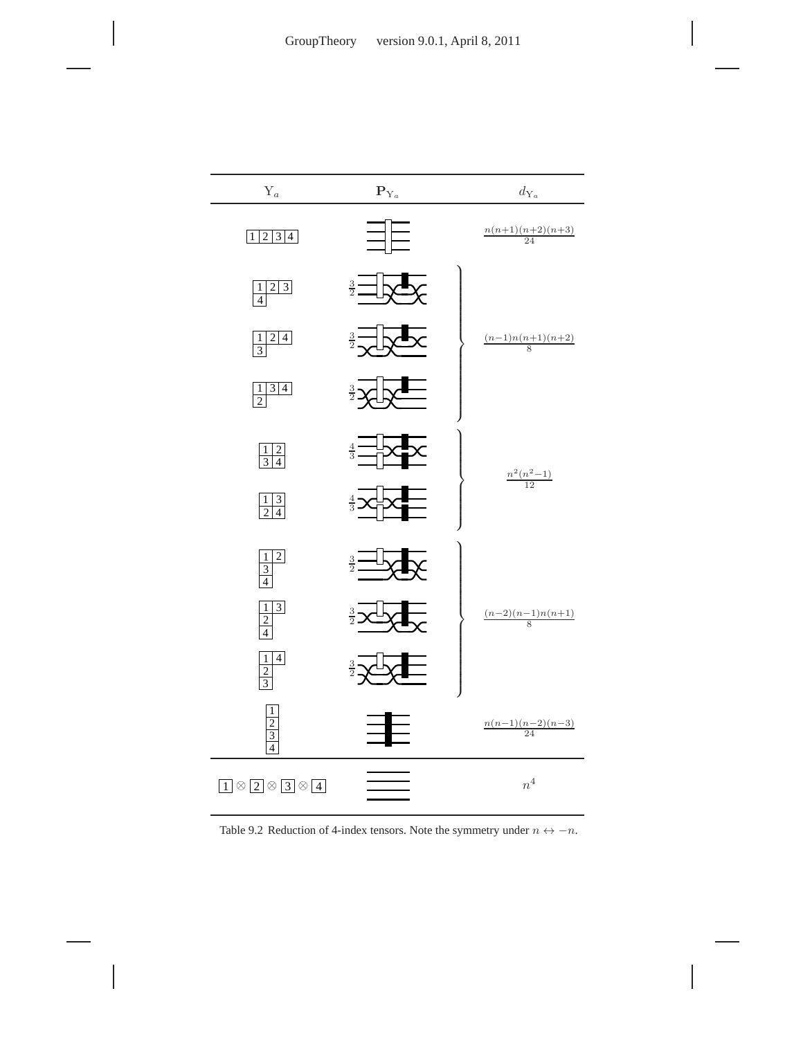| $\mathrm{Y}_a$ | $\mathbf{P}_{\mathrm{Y}_a}$ | $d_{\mathrm{Y}_a}$ |
|---|---|---|
| 1 2 3 4 | | $\frac{n(n+1)(n+2)(n+3)}{24}$ |
| 1 2 3 / 4 | $\frac{3}{2}$ | $\frac{(n-1)n(n+1)(n+2)}{8}$ |
| 1 2 4 / 3 | $\frac{3}{2}$ | |
| 1 3 4 / 2 | $\frac{3}{2}$ | |
| 1 2 / 3 4 | $\frac{4}{3}$ | $\frac{n^2(n^2-1)}{12}$ |
| 1 3 / 2 4 | $\frac{4}{3}$ | |
| 1 2 / 3 / 4 | $\frac{3}{2}$ | $\frac{(n-2)(n-1)n(n+1)}{8}$ |
| 1 3 / 2 / 4 | $\frac{3}{2}$ | |
| 1 4 / 2 / 3 | $\frac{3}{2}$ | |
| 1 / 2 / 3 / 4 | | $\frac{n(n-1)(n-2)(n-3)}{24}$ |
| $1 \otimes 2 \otimes 3 \otimes 4$ | | $n^4$ |

Table 9.2 Reduction of 4-index tensors. Note the symmetry under $n \leftrightarrow -n$.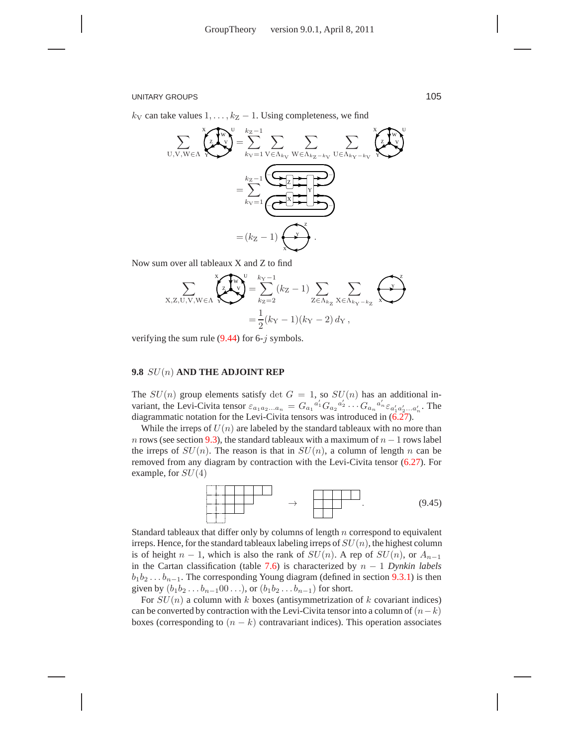$k_V$ can take values $1, \ldots, k_Z - 1$. Using completeness, we find

$$\sum_{U,V,W \in \Lambda} [\text{diagram}] = \sum_{k_V=1}^{k_Z-1} \sum_{V \in \Lambda_{k_V}} \sum_{W \in \Lambda_{k_Z - k_V}} \sum_{U \in \Lambda_{k_Y - k_V}} [\text{diagram}]$$

$$= \sum_{k_V=1}^{k_Z-1} [\text{diagram}]$$

$$= (k_Z - 1) [\text{diagram}] .$$

Now sum over all tableaux X and Z to find

$$\sum_{X,Z,U,V,W \in \Lambda} [\text{diagram}] = \sum_{k_Z=2}^{k_Y-1} (k_Z - 1) \sum_{Z \in \Lambda_{k_Z}} \sum_{X \in \Lambda_{k_Y - k_Z}} [\text{diagram}]$$

$$= \frac{1}{2}(k_Y - 1)(k_Y - 2)\, d_Y ,$$

verifying the sum rule (9.44) for 6-$j$ symbols.

## 9.8 $SU(n)$ AND THE ADJOINT REP

The $SU(n)$ group elements satisfy $\det G = 1$, so $SU(n)$ has an additional invariant, the Levi-Civita tensor $\varepsilon_{a_1 a_2 \ldots a_n} = G_{a_1}{}^{a'_1} G_{a_2}{}^{a'_2} \cdots G_{a_n}{}^{a'_n} \varepsilon_{a'_1 a'_2 \ldots a'_n}$. The diagrammatic notation for the Levi-Civita tensors was introduced in (6.27).

While the irreps of $U(n)$ are labeled by the standard tableaux with no more than $n$ rows (see section 9.3), the standard tableaux with a maximum of $n-1$ rows label the irreps of $SU(n)$. The reason is that in $SU(n)$, a column of length $n$ can be removed from any diagram by contraction with the Levi-Civita tensor (6.27). For example, for $SU(4)$

$$[\text{Young diagram}] \quad \rightarrow \quad [\text{Young diagram}] . \tag{9.45}$$

Standard tableaux that differ only by columns of length $n$ correspond to equivalent irreps. Hence, for the standard tableaux labeling irreps of $SU(n)$, the highest column is of height $n-1$, which is also the rank of $SU(n)$. A rep of $SU(n)$, or $A_{n-1}$ in the Cartan classification (table 7.6) is characterized by $n-1$ *Dynkin labels* $b_1 b_2 \ldots b_{n-1}$. The corresponding Young diagram (defined in section 9.3.1) is then given by $(b_1 b_2 \ldots b_{n-1} 0 0 \ldots)$, or $(b_1 b_2 \ldots b_{n-1})$ for short.

For $SU(n)$ a column with $k$ boxes (antisymmetrization of $k$ covariant indices) can be converted by contraction with the Levi-Civita tensor into a column of $(n-k)$ boxes (corresponding to $(n-k)$ contravariant indices). This operation associates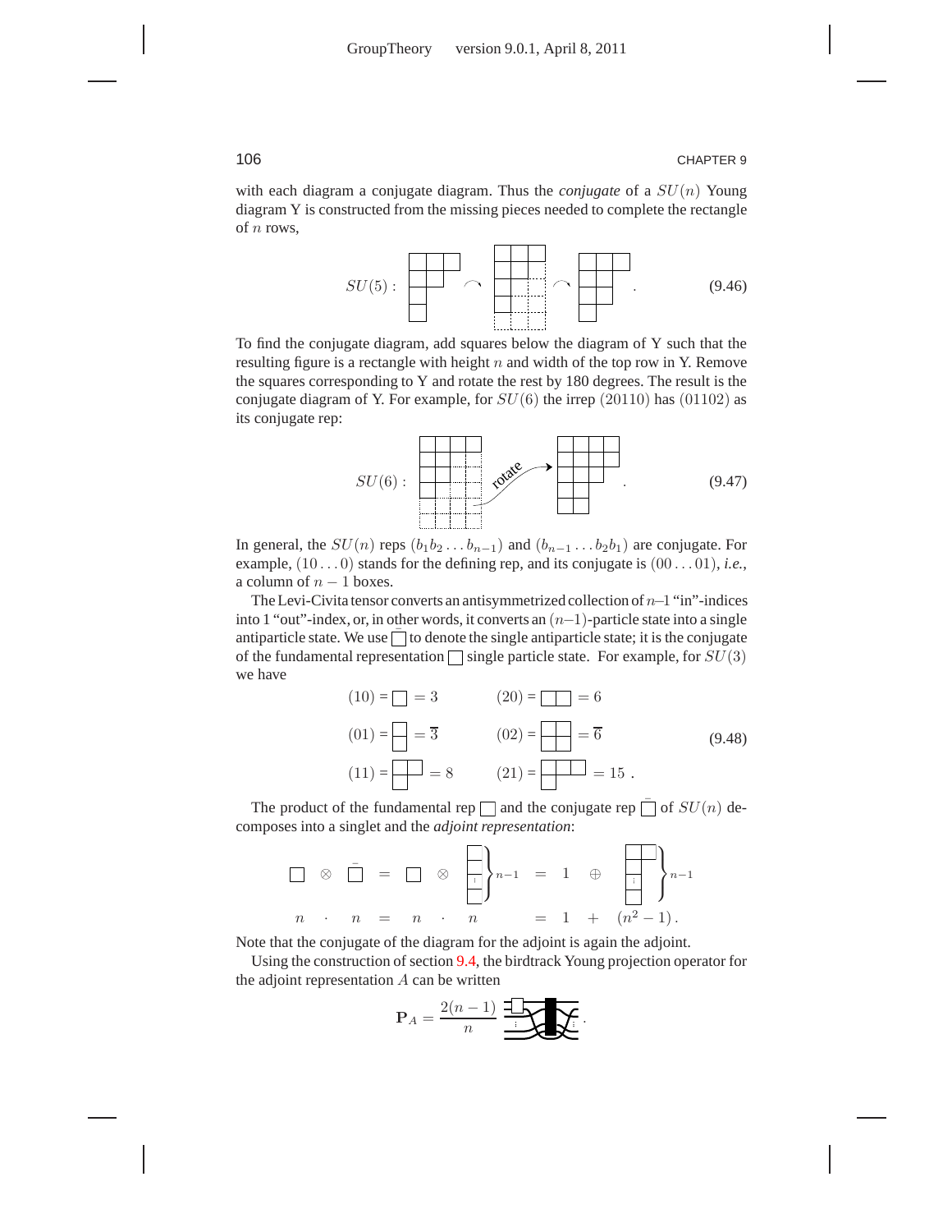with each diagram a conjugate diagram. Thus the *conjugate* of a $SU(n)$ Young diagram Y is constructed from the missing pieces needed to complete the rectangle of $n$ rows,

$$SU(5): \quad \text{[Young diagram]} \frown \text{[Young diagram]} \frown \text{[Young diagram]} . \tag{9.46}$$

To find the conjugate diagram, add squares below the diagram of Y such that the resulting figure is a rectangle with height $n$ and width of the top row in Y. Remove the squares corresponding to Y and rotate the rest by 180 degrees. The result is the conjugate diagram of Y. For example, for $SU(6)$ the irrep $(20110)$ has $(01102)$ as its conjugate rep:

$$SU(6): \quad \text{[Young diagram]} \xrightarrow{\text{rotate}} \text{[Young diagram]} . \tag{9.47}$$

In general, the $SU(n)$ reps $(b_1 b_2 \ldots b_{n-1})$ and $(b_{n-1} \ldots b_2 b_1)$ are conjugate. For example, $(10\ldots0)$ stands for the defining rep, and its conjugate is $(00\ldots01)$, *i.e.*, a column of $n-1$ boxes.

The Levi-Civita tensor converts an antisymmetrized collection of $n$–1 "in"-indices into 1 "out"-index, or, in other words, it converts an $(n$–$1)$-particle state into a single antiparticle state. We use $\bar{\square}$ to denote the single antiparticle state; it is the conjugate of the fundamental representation $\square$ single particle state. For example, for $SU(3)$ we have

$$\begin{aligned}
(10) &= \square = 3 & \qquad (20) &= \square\square = 6 \\
(01) &= \text{[column of 2 boxes]} = \overline{3} & \qquad (02) &= \text{[2×2 boxes]} = \overline{6} \\
(11) &= \text{[2,1 diagram]} = 8 & \qquad (21) &= \text{[3,1 diagram]} = 15 \; .
\end{aligned} \tag{9.48}$$

The product of the fundamental rep $\square$ and the conjugate rep $\bar{\square}$ of $SU(n)$ decomposes into a singlet and the *adjoint representation*:

$$\begin{array}{ccccccccc}
\square & \otimes & \bar{\square} & = & \square & \otimes & \text{[column]}\Big\}_{n-1} & = & 1 \;\oplus\; \text{[adjoint diagram]}\Big\}_{n-1} \\
n & \cdot & n & = & n & \cdot & n & = & 1 \;+\; (n^2-1) \, .
\end{array}$$

Note that the conjugate of the diagram for the adjoint is again the adjoint.

Using the construction of section 9.4, the birdtrack Young projection operator for the adjoint representation $A$ can be written

$$\mathbf{P}_A = \frac{2(n-1)}{n} \; \text{[birdtrack diagram]} \, .$$